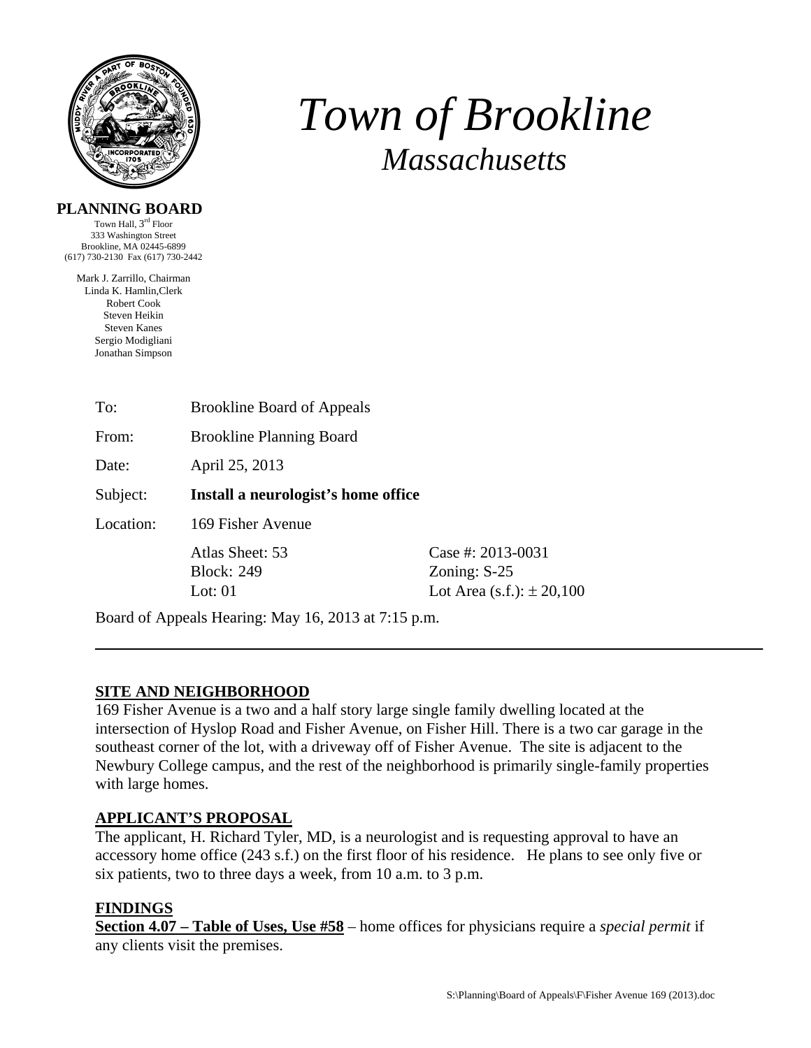# Town of Brookline
## Massachusetts

**PLANNING BOARD**
Town Hall, 3rd Floor
333 Washington Street
Brookline, MA 02445-6899
(617) 730-2130 Fax (617) 730-2442

Mark J. Zarrillo, Chairman
Linda K. Hamlin,Clerk
Robert Cook
Steven Heikin
Steven Kanes
Sergio Modigliani
Jonathan Simpson

To: Brookline Board of Appeals

From: Brookline Planning Board

Date: April 25, 2013

Subject: **Install a neurologist's home office**

Location: 169 Fisher Avenue

| | |
|---|---|
| Atlas Sheet: 53 | Case #: 2013-0031 |
| Block: 249 | Zoning: S-25 |
| Lot: 01 | Lot Area (s.f.): ± 20,100 |

Board of Appeals Hearing: May 16, 2013 at 7:15 p.m.

---

**SITE AND NEIGHBORHOOD**

169 Fisher Avenue is a two and a half story large single family dwelling located at the intersection of Hyslop Road and Fisher Avenue, on Fisher Hill. There is a two car garage in the southeast corner of the lot, with a driveway off of Fisher Avenue. The site is adjacent to the Newbury College campus, and the rest of the neighborhood is primarily single-family properties with large homes.

**APPLICANT'S PROPOSAL**

The applicant, H. Richard Tyler, MD, is a neurologist and is requesting approval to have an accessory home office (243 s.f.) on the first floor of his residence. He plans to see only five or six patients, two to three days a week, from 10 a.m. to 3 p.m.

**FINDINGS**

**Section 4.07 – Table of Uses, Use #58** – home offices for physicians require a *special permit* if any clients visit the premises.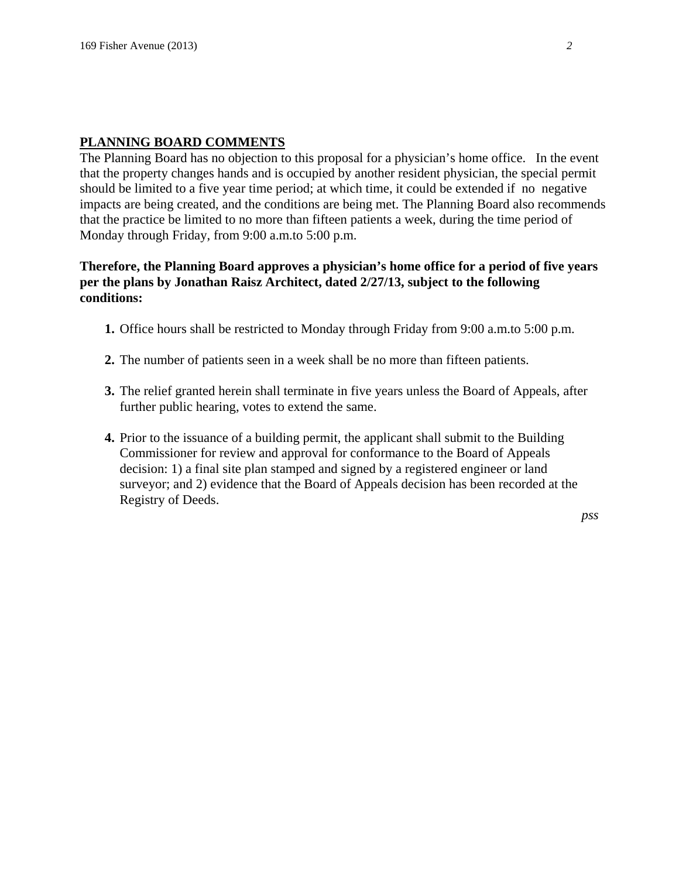## PLANNING BOARD COMMENTS

The Planning Board has no objection to this proposal for a physician's home office. In the event that the property changes hands and is occupied by another resident physician, the special permit should be limited to a five year time period; at which time, it could be extended if no negative impacts are being created, and the conditions are being met. The Planning Board also recommends that the practice be limited to no more than fifteen patients a week, during the time period of Monday through Friday, from 9:00 a.m.to 5:00 p.m.

**Therefore, the Planning Board approves a physician's home office for a period of five years per the plans by Jonathan Raisz Architect, dated 2/27/13, subject to the following conditions:**

1. Office hours shall be restricted to Monday through Friday from 9:00 a.m.to 5:00 p.m.

2. The number of patients seen in a week shall be no more than fifteen patients.

3. The relief granted herein shall terminate in five years unless the Board of Appeals, after further public hearing, votes to extend the same.

4. Prior to the issuance of a building permit, the applicant shall submit to the Building Commissioner for review and approval for conformance to the Board of Appeals decision: 1) a final site plan stamped and signed by a registered engineer or land surveyor; and 2) evidence that the Board of Appeals decision has been recorded at the Registry of Deeds.

*pss*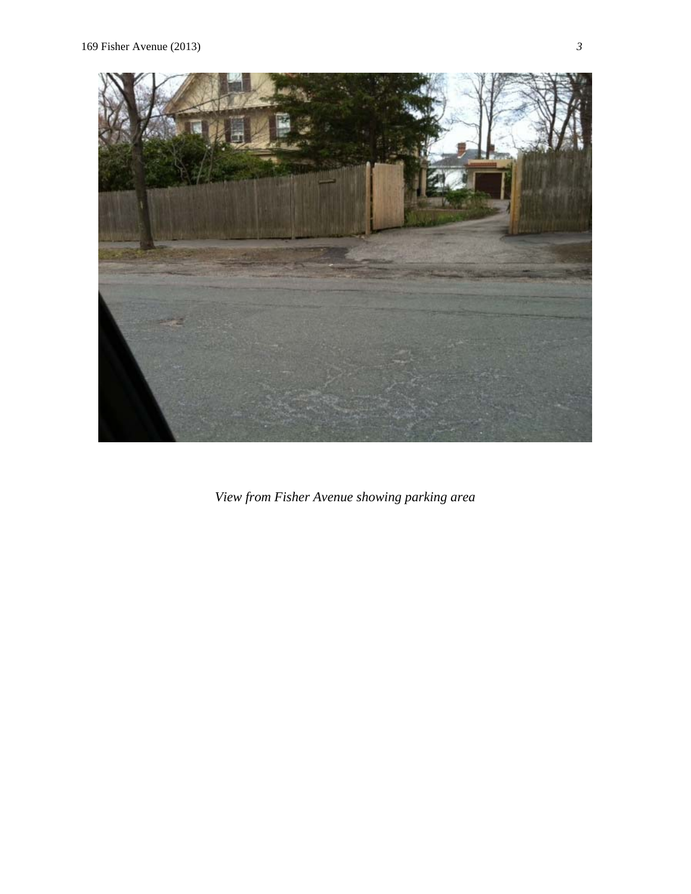*View from Fisher Avenue showing parking area*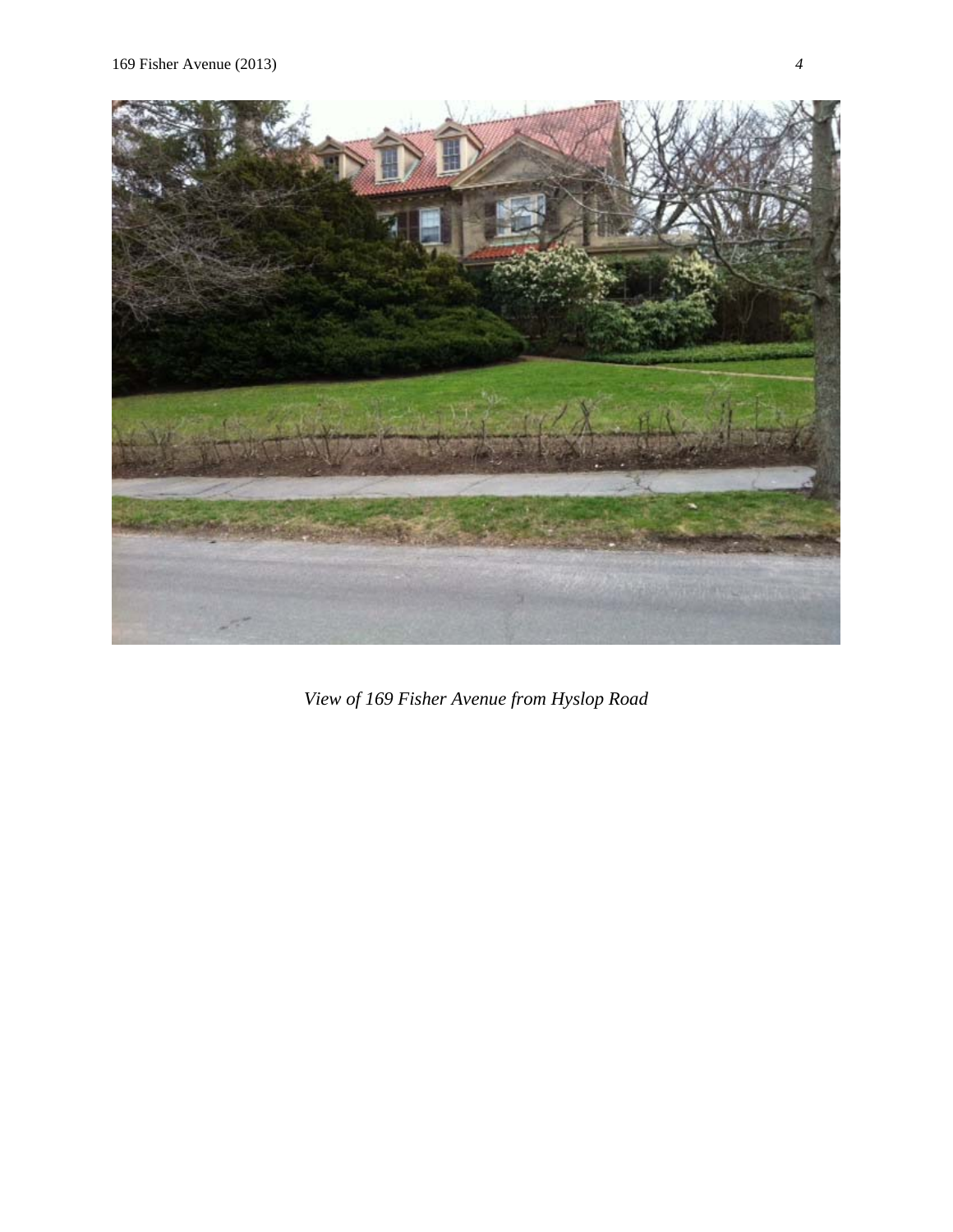*View of 169 Fisher Avenue from Hyslop Road*